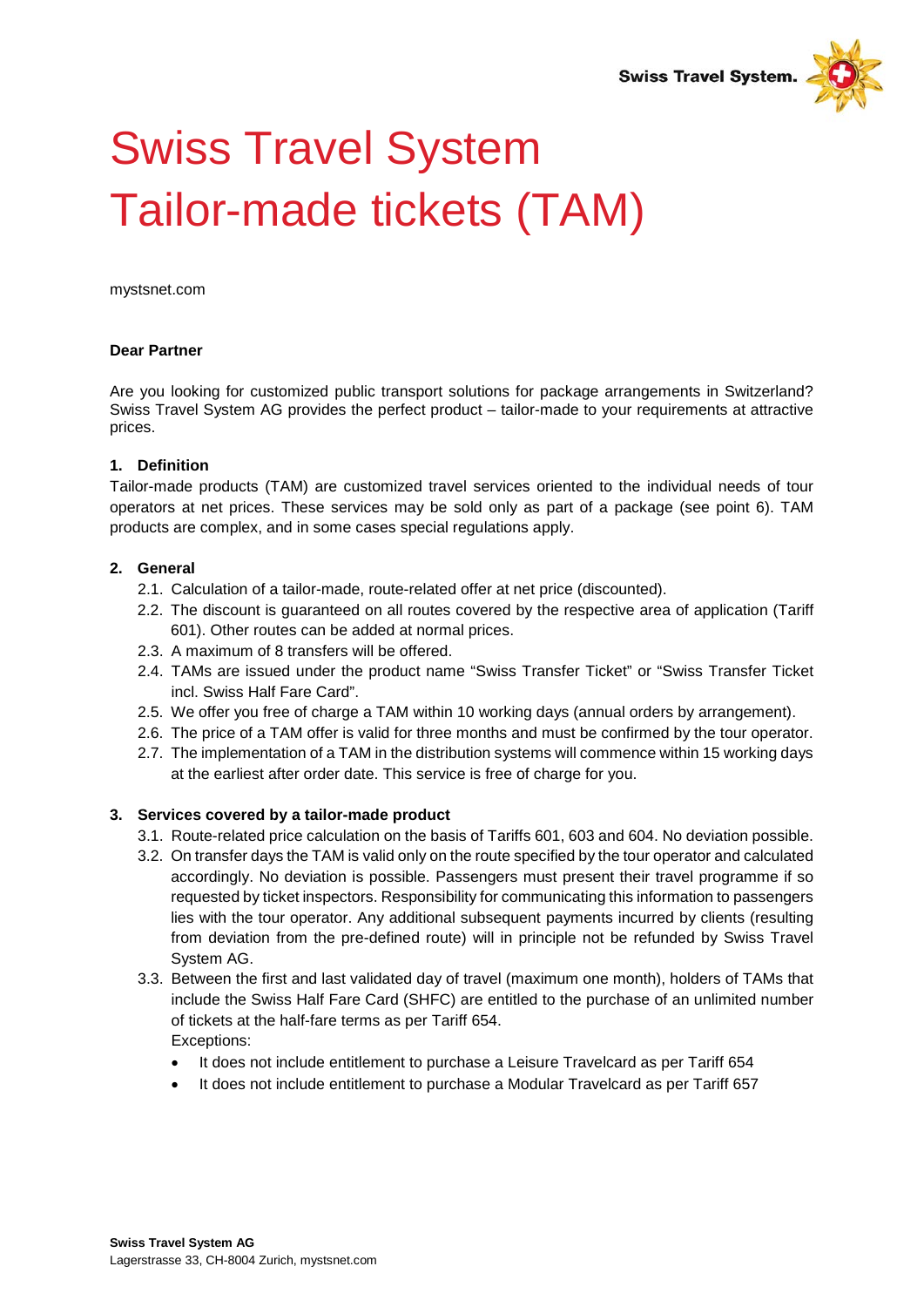# Swiss Travel System Tailor-made tickets (TAM)

mystsnet.com

**Dear Partner**

Are you looking for customized public transport solutions for package arrangements in Switzerland? Swiss Travel System AG provides the perfect product – tailor-made to your requirements at attractive prices.

## 1. Definition

Tailor-made products (TAM) are customized travel services oriented to the individual needs of tour operators at net prices. These services may be sold only as part of a package (see point 6). TAM products are complex, and in some cases special regulations apply.

## 2. General

2.1. Calculation of a tailor-made, route-related offer at net price (discounted).

2.2. The discount is guaranteed on all routes covered by the respective area of application (Tariff 601). Other routes can be added at normal prices.

2.3. A maximum of 8 transfers will be offered.

2.4. TAMs are issued under the product name “Swiss Transfer Ticket” or “Swiss Transfer Ticket incl. Swiss Half Fare Card”.

2.5. We offer you free of charge a TAM within 10 working days (annual orders by arrangement).

2.6. The price of a TAM offer is valid for three months and must be confirmed by the tour operator.

2.7. The implementation of a TAM in the distribution systems will commence within 15 working days at the earliest after order date. This service is free of charge for you.

## 3. Services covered by a tailor-made product

3.1. Route-related price calculation on the basis of Tariffs 601, 603 and 604. No deviation possible.

3.2. On transfer days the TAM is valid only on the route specified by the tour operator and calculated accordingly. No deviation is possible. Passengers must present their travel programme if so requested by ticket inspectors. Responsibility for communicating this information to passengers lies with the tour operator. Any additional subsequent payments incurred by clients (resulting from deviation from the pre-defined route) will in principle not be refunded by Swiss Travel System AG.

3.3. Between the first and last validated day of travel (maximum one month), holders of TAMs that include the Swiss Half Fare Card (SHFC) are entitled to the purchase of an unlimited number of tickets at the half-fare terms as per Tariff 654.
Exceptions:

- It does not include entitlement to purchase a Leisure Travelcard as per Tariff 654
- It does not include entitlement to purchase a Modular Travelcard as per Tariff 657

**Swiss Travel System AG**
Lagerstrasse 33, CH-8004 Zurich, mystsnet.com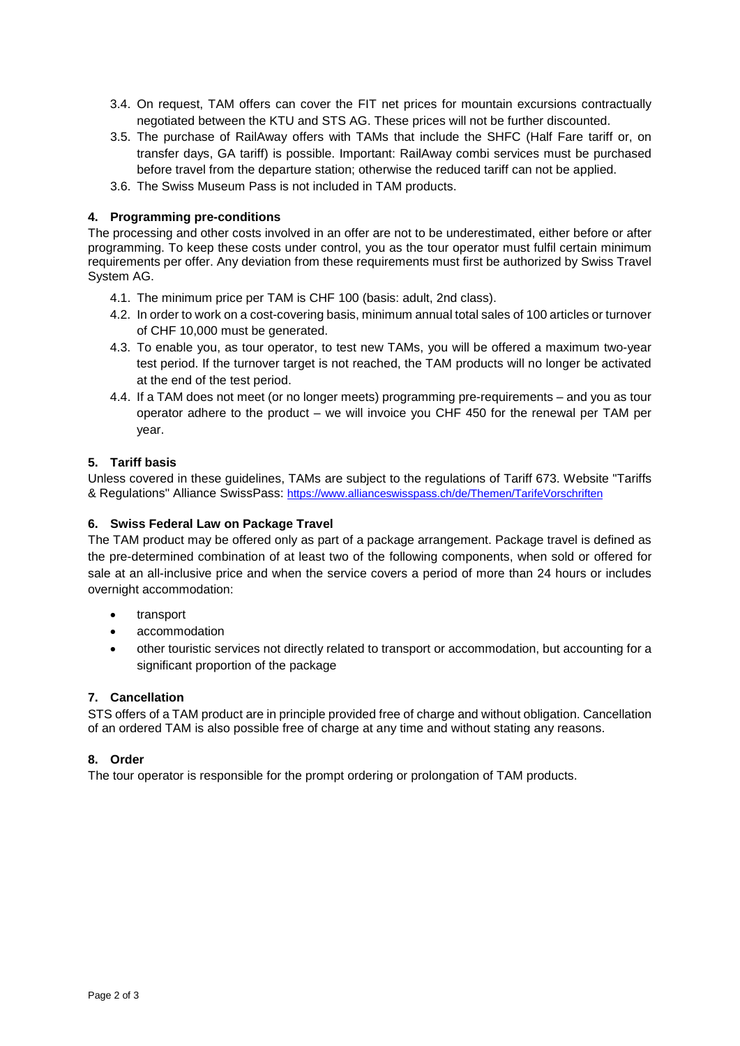3.4. On request, TAM offers can cover the FIT net prices for mountain excursions contractually negotiated between the KTU and STS AG. These prices will not be further discounted.

3.5. The purchase of RailAway offers with TAMs that include the SHFC (Half Fare tariff or, on transfer days, GA tariff) is possible. Important: RailAway combi services must be purchased before travel from the departure station; otherwise the reduced tariff can not be applied.

3.6. The Swiss Museum Pass is not included in TAM products.

## 4. Programming pre-conditions

The processing and other costs involved in an offer are not to be underestimated, either before or after programming. To keep these costs under control, you as the tour operator must fulfil certain minimum requirements per offer. Any deviation from these requirements must first be authorized by Swiss Travel System AG.

4.1. The minimum price per TAM is CHF 100 (basis: adult, 2nd class).

4.2. In order to work on a cost-covering basis, minimum annual total sales of 100 articles or turnover of CHF 10,000 must be generated.

4.3. To enable you, as tour operator, to test new TAMs, you will be offered a maximum two-year test period. If the turnover target is not reached, the TAM products will no longer be activated at the end of the test period.

4.4. If a TAM does not meet (or no longer meets) programming pre-requirements – and you as tour operator adhere to the product – we will invoice you CHF 450 for the renewal per TAM per year.

## 5. Tariff basis

Unless covered in these guidelines, TAMs are subject to the regulations of Tariff 673. Website "Tariffs & Regulations" Alliance SwissPass: https://www.allianceswisspass.ch/de/Themen/TarifeVorschriften

## 6. Swiss Federal Law on Package Travel

The TAM product may be offered only as part of a package arrangement. Package travel is defined as the pre-determined combination of at least two of the following components, when sold or offered for sale at an all-inclusive price and when the service covers a period of more than 24 hours or includes overnight accommodation:

- transport
- accommodation
- other touristic services not directly related to transport or accommodation, but accounting for a significant proportion of the package

## 7. Cancellation

STS offers of a TAM product are in principle provided free of charge and without obligation. Cancellation of an ordered TAM is also possible free of charge at any time and without stating any reasons.

## 8. Order

The tour operator is responsible for the prompt ordering or prolongation of TAM products.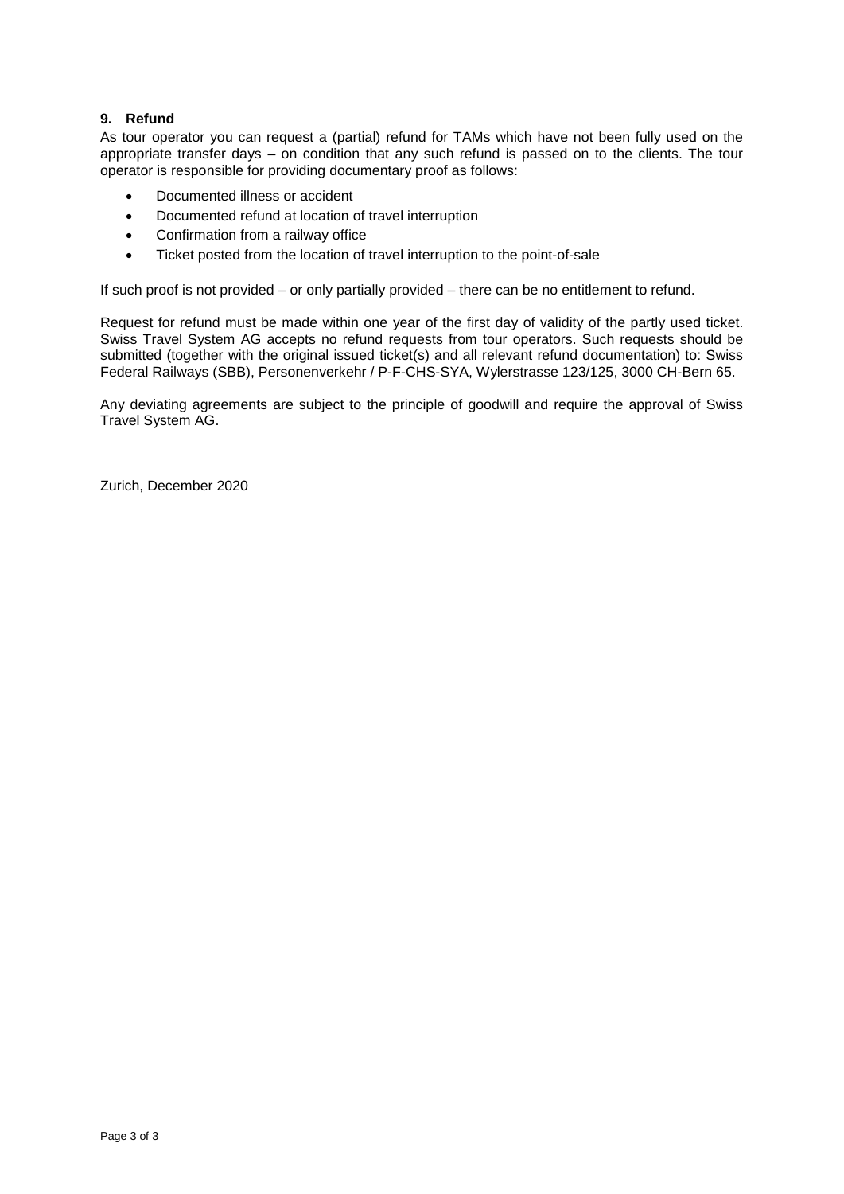## 9. Refund

As tour operator you can request a (partial) refund for TAMs which have not been fully used on the appropriate transfer days – on condition that any such refund is passed on to the clients. The tour operator is responsible for providing documentary proof as follows:

- Documented illness or accident
- Documented refund at location of travel interruption
- Confirmation from a railway office
- Ticket posted from the location of travel interruption to the point-of-sale

If such proof is not provided – or only partially provided – there can be no entitlement to refund.

Request for refund must be made within one year of the first day of validity of the partly used ticket. Swiss Travel System AG accepts no refund requests from tour operators. Such requests should be submitted (together with the original issued ticket(s) and all relevant refund documentation) to: Swiss Federal Railways (SBB), Personenverkehr / P-F-CHS-SYA, Wylerstrasse 123/125, 3000 CH-Bern 65.

Any deviating agreements are subject to the principle of goodwill and require the approval of Swiss Travel System AG.

Zurich, December 2020